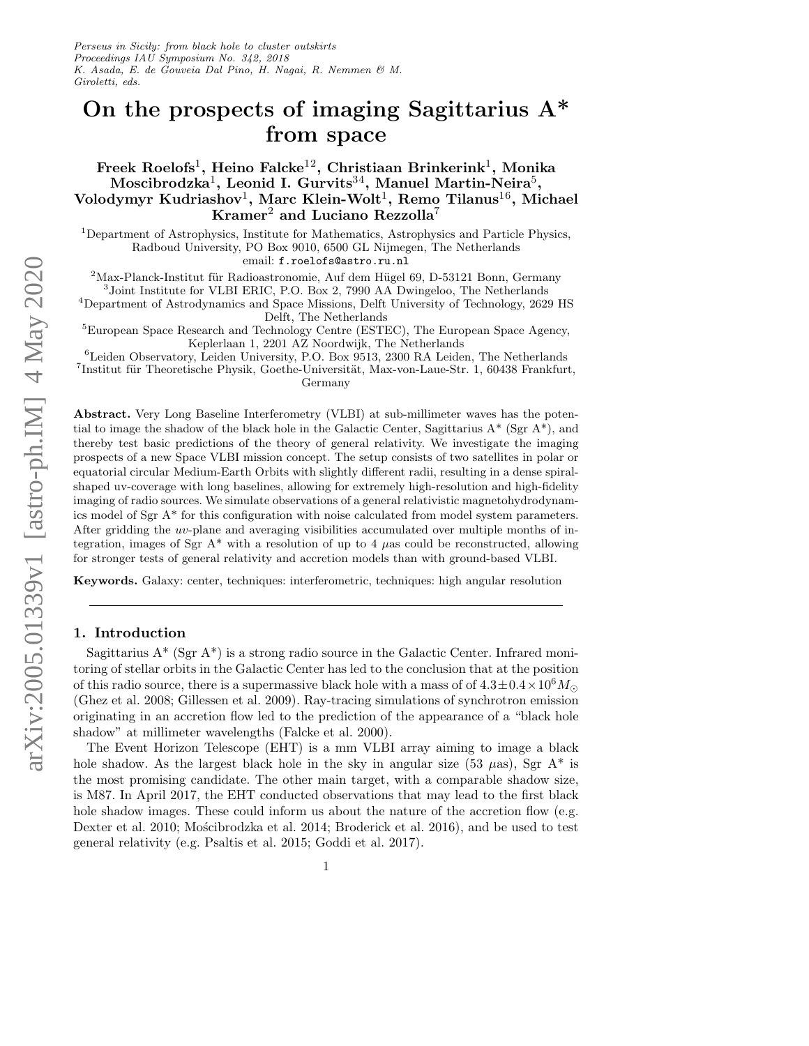*Perseus in Sicily: from black hole to cluster outskirts*
*Proceedings IAU Symposium No. 342, 2018*
*K. Asada, E. de Gouveia Dal Pino, H. Nagai, R. Nemmen & M. Giroletti, eds.*

# On the prospects of imaging Sagittarius A* from space

**Freek Roelofs[1], Heino Falcke[12], Christiaan Brinkerink[1], Monika Moscibrodzka[1], Leonid I. Gurvits[34], Manuel Martin-Neira[5], Volodymyr Kudriashov[1], Marc Klein-Wolt[1], Remo Tilanus[16], Michael Kramer[2] and Luciano Rezzolla[7]**

[1]Department of Astrophysics, Institute for Mathematics, Astrophysics and Particle Physics, Radboud University, PO Box 9010, 6500 GL Nijmegen, The Netherlands
email: f.roelofs@astro.ru.nl

[2]Max-Planck-Institut für Radioastronomie, Auf dem Hügel 69, D-53121 Bonn, Germany
[3]Joint Institute for VLBI ERIC, P.O. Box 2, 7990 AA Dwingeloo, The Netherlands
[4]Department of Astrodynamics and Space Missions, Delft University of Technology, 2629 HS Delft, The Netherlands
[5]European Space Research and Technology Centre (ESTEC), The European Space Agency, Keplerlaan 1, 2201 AZ Noordwijk, The Netherlands
[6]Leiden Observatory, Leiden University, P.O. Box 9513, 2300 RA Leiden, The Netherlands
[7]Institut für Theoretische Physik, Goethe-Universität, Max-von-Laue-Str. 1, 60438 Frankfurt, Germany

**Abstract.** Very Long Baseline Interferometry (VLBI) at sub-millimeter waves has the potential to image the shadow of the black hole in the Galactic Center, Sagittarius A* (Sgr A*), and thereby test basic predictions of the theory of general relativity. We investigate the imaging prospects of a new Space VLBI mission concept. The setup consists of two satellites in polar or equatorial circular Medium-Earth Orbits with slightly different radii, resulting in a dense spiral-shaped uv-coverage with long baselines, allowing for extremely high-resolution and high-fidelity imaging of radio sources. We simulate observations of a general relativistic magnetohydrodynamics model of Sgr A* for this configuration with noise calculated from model system parameters. After gridding the $uv$-plane and averaging visibilities accumulated over multiple months of integration, images of Sgr A* with a resolution of up to 4 $\mu$as could be reconstructed, allowing for stronger tests of general relativity and accretion models than with ground-based VLBI.

**Keywords.** Galaxy: center, techniques: interferometric, techniques: high angular resolution

## 1. Introduction

Sagittarius A* (Sgr A*) is a strong radio source in the Galactic Center. Infrared monitoring of stellar orbits in the Galactic Center has led to the conclusion that at the position of this radio source, there is a supermassive black hole with a mass of of $4.3 \pm 0.4 \times 10^6 M_\odot$ (Ghez et al. 2008; Gillessen et al. 2009). Ray-tracing simulations of synchrotron emission originating in an accretion flow led to the prediction of the appearance of a "black hole shadow" at millimeter wavelengths (Falcke et al. 2000).

The Event Horizon Telescope (EHT) is a mm VLBI array aiming to image a black hole shadow. As the largest black hole in the sky in angular size (53 $\mu$as), Sgr A* is the most promising candidate. The other main target, with a comparable shadow size, is M87. In April 2017, the EHT conducted observations that may lead to the first black hole shadow images. These could inform us about the nature of the accretion flow (e.g. Dexter et al. 2010; Mościbrodzka et al. 2014; Broderick et al. 2016), and be used to test general relativity (e.g. Psaltis et al. 2015; Goddi et al. 2017).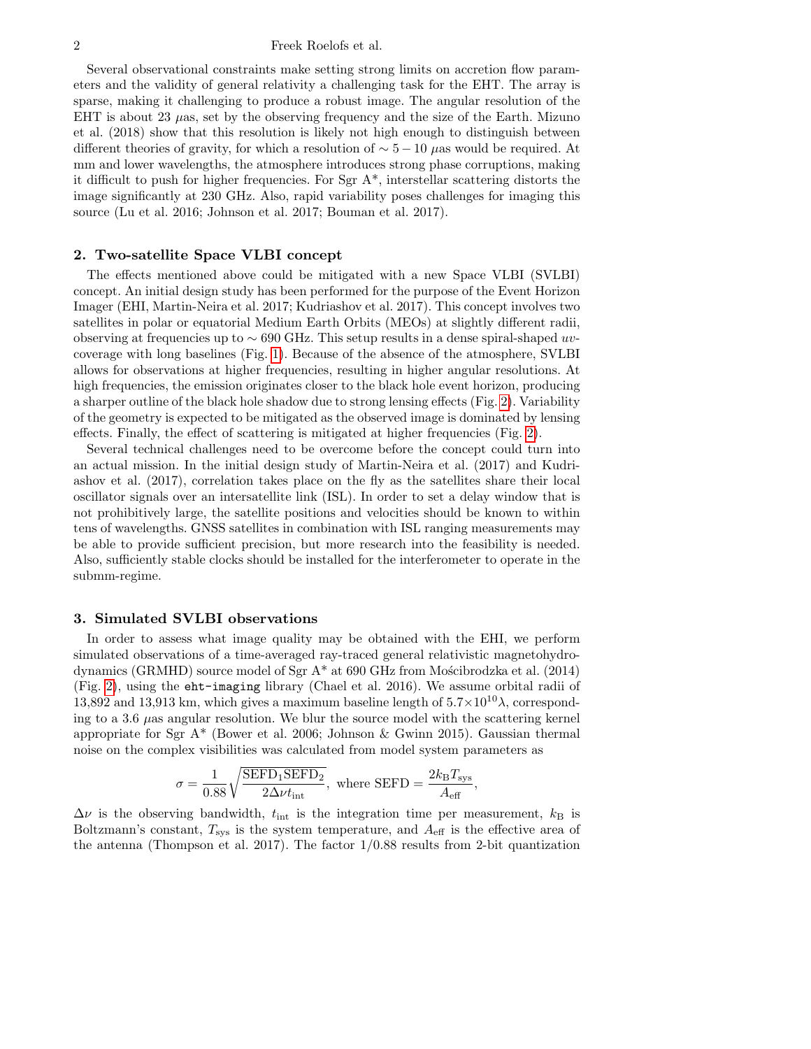Several observational constraints make setting strong limits on accretion flow parameters and the validity of general relativity a challenging task for the EHT. The array is sparse, making it challenging to produce a robust image. The angular resolution of the EHT is about 23 $\mu$as, set by the observing frequency and the size of the Earth. Mizuno et al. (2018) show that this resolution is likely not high enough to distinguish between different theories of gravity, for which a resolution of $\sim 5-10$ $\mu$as would be required. At mm and lower wavelengths, the atmosphere introduces strong phase corruptions, making it difficult to push for higher frequencies. For Sgr A*, interstellar scattering distorts the image significantly at 230 GHz. Also, rapid variability poses challenges for imaging this source (Lu et al. 2016; Johnson et al. 2017; Bouman et al. 2017).

## 2. Two-satellite Space VLBI concept

The effects mentioned above could be mitigated with a new Space VLBI (SVLBI) concept. An initial design study has been performed for the purpose of the Event Horizon Imager (EHI, Martin-Neira et al. 2017; Kudriashov et al. 2017). This concept involves two satellites in polar or equatorial Medium Earth Orbits (MEOs) at slightly different radii, observing at frequencies up to $\sim 690$ GHz. This setup results in a dense spiral-shaped *uv*-coverage with long baselines (Fig. 1). Because of the absence of the atmosphere, SVLBI allows for observations at higher frequencies, resulting in higher angular resolutions. At high frequencies, the emission originates closer to the black hole event horizon, producing a sharper outline of the black hole shadow due to strong lensing effects (Fig. 2). Variability of the geometry is expected to be mitigated as the observed image is dominated by lensing effects. Finally, the effect of scattering is mitigated at higher frequencies (Fig. 2).

Several technical challenges need to be overcome before the concept could turn into an actual mission. In the initial design study of Martin-Neira et al. (2017) and Kudriashov et al. (2017), correlation takes place on the fly as the satellites share their local oscillator signals over an intersatellite link (ISL). In order to set a delay window that is not prohibitively large, the satellite positions and velocities should be known to within tens of wavelengths. GNSS satellites in combination with ISL ranging measurements may be able to provide sufficient precision, but more research into the feasibility is needed. Also, sufficiently stable clocks should be installed for the interferometer to operate in the submm-regime.

## 3. Simulated SVLBI observations

In order to assess what image quality may be obtained with the EHI, we perform simulated observations of a time-averaged ray-traced general relativistic magnetohydrodynamics (GRMHD) source model of Sgr A* at 690 GHz from Mościbrodzka et al. (2014) (Fig. 2), using the `eht-imaging` library (Chael et al. 2016). We assume orbital radii of 13,892 and 13,913 km, which gives a maximum baseline length of $5.7\times10^{10}\lambda$, corresponding to a 3.6 $\mu$as angular resolution. We blur the source model with the scattering kernel appropriate for Sgr A* (Bower et al. 2006; Johnson & Gwinn 2015). Gaussian thermal noise on the complex visibilities was calculated from model system parameters as

$$\sigma = \frac{1}{0.88}\sqrt{\frac{\mathrm{SEFD}_1\mathrm{SEFD}_2}{2\Delta\nu t_{\mathrm{int}}}},\ \text{where } \mathrm{SEFD} = \frac{2k_{\mathrm{B}}T_{\mathrm{sys}}}{A_{\mathrm{eff}}},$$

$\Delta\nu$ is the observing bandwidth, $t_{\mathrm{int}}$ is the integration time per measurement, $k_{\mathrm{B}}$ is Boltzmann's constant, $T_{\mathrm{sys}}$ is the system temperature, and $A_{\mathrm{eff}}$ is the effective area of the antenna (Thompson et al. 2017). The factor 1/0.88 results from 2-bit quantization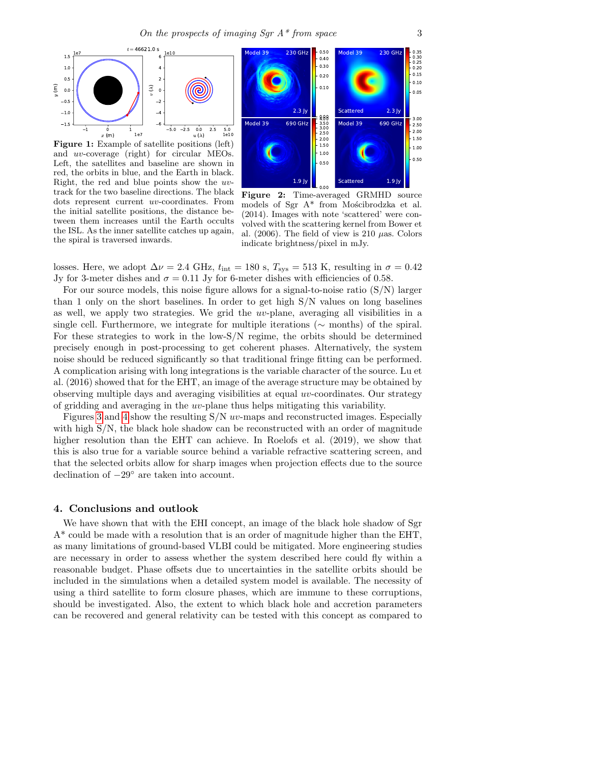t = 46621.0 s

1e7

1.5
1.0
0.5
0.0
−0.5
−1.0
−1.5

y (m)

−1
0
1
1e7

x (m)

1e10

6
4
2
0
−2
−4
−6

v (λ)

−5.0 −2.5 0.0 2.5 5.0
1e10

u (λ)

**Figure 1:** Example of satellite positions (left) and $uv$-coverage (right) for circular MEOs. Left, the satellites and baseline are shown in red, the orbits in blue, and the Earth in black. Right, the red and blue points show the $uv$-track for the two baseline directions. The black dots represent current $uv$-coordinates. From the initial satellite positions, the distance between them increases until the Earth occults the ISL. As the inner satellite catches up again, the spiral is traversed inwards.

Model 39 230 GHz

2.3 Jy

0.50
0.40
0.30
0.20
0.10
0.00

Model 39 230 GHz

Scattered 2.3 Jy

0.35
0.30
0.25
0.20
0.15
0.10
0.05

Model 39 690 GHz

1.9 Jy

4.00
3.50
3.00
2.50
2.00
1.50
1.00
0.50
0.00

Model 39 690 GHz

Scattered 1.9 Jy

3.00
2.50
2.00
1.50
1.00
0.50

**Figure 2:** Time-averaged GRMHD source models of Sgr A* from Mościbrodzka et al. (2014). Images with note 'scattered' were convolved with the scattering kernel from Bower et al. (2006). The field of view is 210 $\mu$as. Colors indicate brightness/pixel in mJy.

losses. Here, we adopt $\Delta\nu = 2.4$ GHz, $t_{\rm int} = 180$ s, $T_{\rm sys} = 513$ K, resulting in $\sigma = 0.42$ Jy for 3-meter dishes and $\sigma = 0.11$ Jy for 6-meter dishes with efficiencies of 0.58.

For our source models, this noise figure allows for a signal-to-noise ratio (S/N) larger than 1 only on the short baselines. In order to get high S/N values on long baselines as well, we apply two strategies. We grid the $uv$-plane, averaging all visibilities in a single cell. Furthermore, we integrate for multiple iterations ($\sim$ months) of the spiral. For these strategies to work in the low-S/N regime, the orbits should be determined precisely enough in post-processing to get coherent phases. Alternatively, the system noise should be reduced significantly so that traditional fringe fitting can be performed. A complication arising with long integrations is the variable character of the source. Lu et al. (2016) showed that for the EHT, an image of the average structure may be obtained by observing multiple days and averaging visibilities at equal $uv$-coordinates. Our strategy of gridding and averaging in the $uv$-plane thus helps mitigating this variability.

Figures 3 and 4 show the resulting S/N $uv$-maps and reconstructed images. Especially with high S/N, the black hole shadow can be reconstructed with an order of magnitude higher resolution than the EHT can achieve. In Roelofs et al. (2019), we show that this is also true for a variable source behind a variable refractive scattering screen, and that the selected orbits allow for sharp images when projection effects due to the source declination of $-29^\circ$ are taken into account.

## 4. Conclusions and outlook

We have shown that with the EHI concept, an image of the black hole shadow of Sgr A* could be made with a resolution that is an order of magnitude higher than the EHT, as many limitations of ground-based VLBI could be mitigated. More engineering studies are necessary in order to assess whether the system described here could fly within a reasonable budget. Phase offsets due to uncertainties in the satellite orbits should be included in the simulations when a detailed system model is available. The necessity of using a third satellite to form closure phases, which are immune to these corruptions, should be investigated. Also, the extent to which black hole and accretion parameters can be recovered and general relativity can be tested with this concept as compared to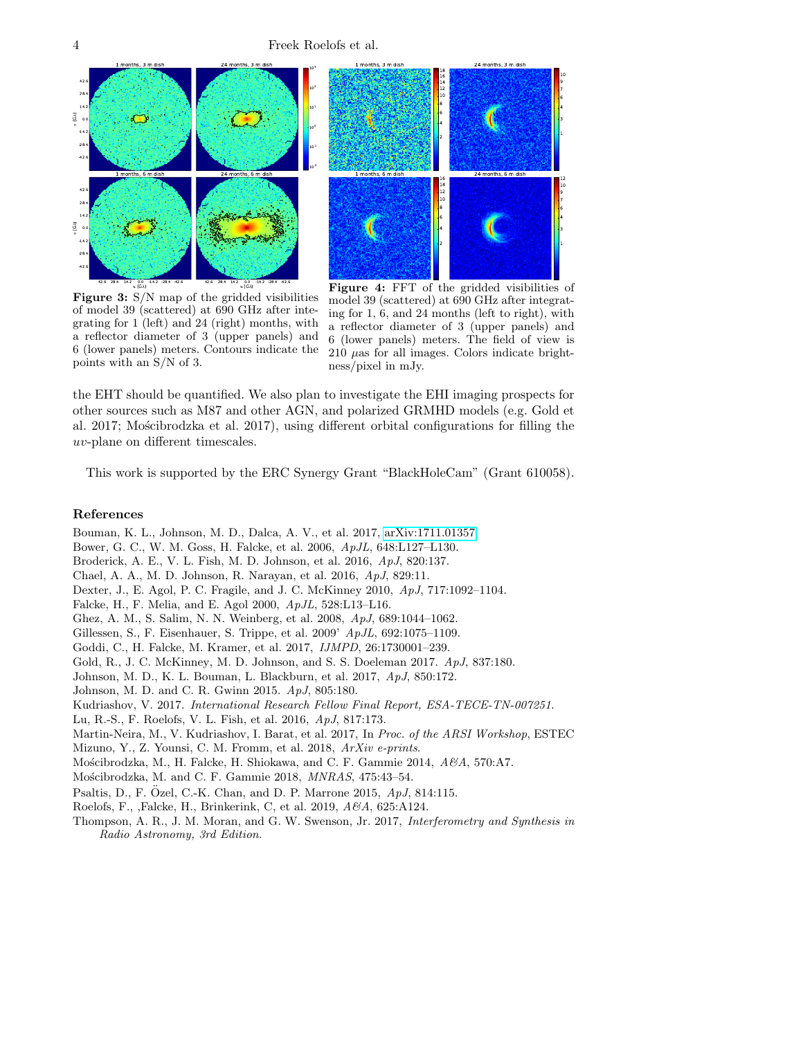**Figure 3:** S/N map of the gridded visibilities of model 39 (scattered) at 690 GHz after integrating for 1 (left) and 24 (right) months, with a reflector diameter of 3 (upper panels) and 6 (lower panels) meters. Contours indicate the points with an S/N of 3.

**Figure 4:** FFT of the gridded visibilities of model 39 (scattered) at 690 GHz after integrating for 1, 6, and 24 months (left to right), with a reflector diameter of 3 (upper panels) and 6 (lower panels) meters. The field of view is 210 $\mu$as for all images. Colors indicate brightness/pixel in mJy.

the EHT should be quantified. We also plan to investigate the EHI imaging prospects for other sources such as M87 and other AGN, and polarized GRMHD models (e.g. Gold et al. 2017; Mościbrodzka et al. 2017), using different orbital configurations for filling the *uv*-plane on different timescales.

This work is supported by the ERC Synergy Grant "BlackHoleCam" (Grant 610058).

## References

Bouman, K. L., Johnson, M. D., Dalca, A. V., et al. 2017, arXiv:1711.01357

Bower, G. C., W. M. Goss, H. Falcke, et al. 2006, *ApJL*, 648:L127–L130.

Broderick, A. E., V. L. Fish, M. D. Johnson, et al. 2016, *ApJ*, 820:137.

Chael, A. A., M. D. Johnson, R. Narayan, et al. 2016, *ApJ*, 829:11.

Dexter, J., E. Agol, P. C. Fragile, and J. C. McKinney 2010, *ApJ*, 717:1092–1104.

Falcke, H., F. Melia, and E. Agol 2000, *ApJL*, 528:L13–L16.

Ghez, A. M., S. Salim, N. N. Weinberg, et al. 2008, *ApJ*, 689:1044–1062.

Gillessen, S., F. Eisenhauer, S. Trippe, et al. 2009' *ApJL*, 692:1075–1109.

Goddi, C., H. Falcke, M. Kramer, et al. 2017, *IJMPD*, 26:1730001–239.

Gold, R., J. C. McKinney, M. D. Johnson, and S. S. Doeleman 2017. *ApJ*, 837:180.

Johnson, M. D., K. L. Bouman, L. Blackburn, et al. 2017, *ApJ*, 850:172.

Johnson, M. D. and C. R. Gwinn 2015. *ApJ*, 805:180.

Kudriashov, V. 2017. *International Research Fellow Final Report, ESA-TECE-TN-007251.*

Lu, R.-S., F. Roelofs, V. L. Fish, et al. 2016, *ApJ*, 817:173.

Martin-Neira, M., V. Kudriashov, I. Barat, et al. 2017, In *Proc. of the ARSI Workshop*, ESTEC

Mizuno, Y., Z. Younsi, C. M. Fromm, et al. 2018, *ArXiv e-prints*.

Mościbrodzka, M., H. Falcke, H. Shiokawa, and C. F. Gammie 2014, *A&A*, 570:A7.

Mościbrodzka, M. and C. F. Gammie 2018, *MNRAS*, 475:43–54.

Psaltis, D., F. Özel, C.-K. Chan, and D. P. Marrone 2015, *ApJ*, 814:115.

Roelofs, F., ,Falcke, H., Brinkerink, C, et al. 2019, *A&A*, 625:A124.

Thompson, A. R., J. M. Moran, and G. W. Swenson, Jr. 2017, *Interferometry and Synthesis in Radio Astronomy, 3rd Edition*.